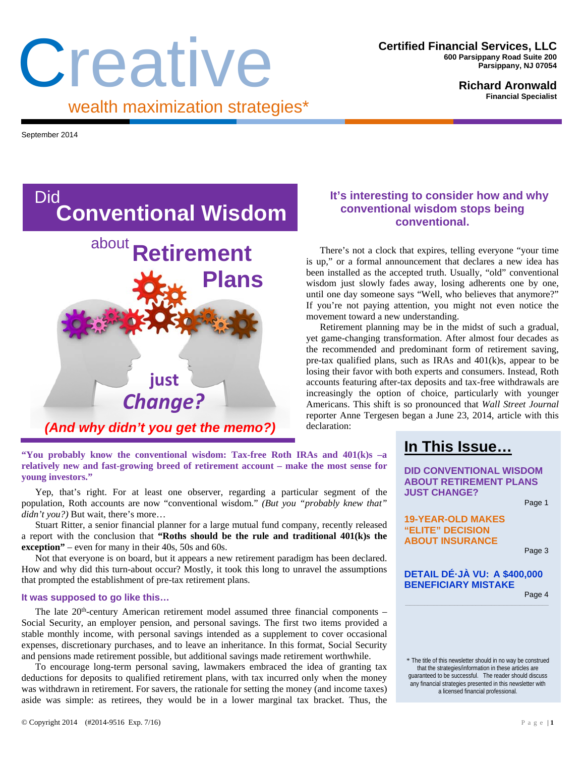# Creative

wealth maximization strategies*

**Certified Financial Services, LLC**
600 Parsippany Road Suite 200
Parsippany, NJ 07054

**Richard Aronwald**
Financial Specialist

September 2014

## Did Conventional Wisdom about Retirement Plans just Change?

*(And why didn't you get the memo?)*

### It's interesting to consider how and why conventional wisdom stops being conventional.

There's not a clock that expires, telling everyone "your time is up," or a formal announcement that declares a new idea has been installed as the accepted truth. Usually, "old" conventional wisdom just slowly fades away, losing adherents one by one, until one day someone says "Well, who believes that anymore?" If you're not paying attention, you might not even notice the movement toward a new understanding.

Retirement planning may be in the midst of such a gradual, yet game-changing transformation. After almost four decades as the recommended and predominant form of retirement saving, pre-tax qualified plans, such as IRAs and 401(k)s, appear to be losing their favor with both experts and consumers. Instead, Roth accounts featuring after-tax deposits and tax-free withdrawals are increasingly the option of choice, particularly with younger Americans. This shift is so pronounced that *Wall Street Journal* reporter Anne Tergesen began a June 23, 2014, article with this declaration:

**"You probably know the conventional wisdom: Tax-free Roth IRAs and 401(k)s –a relatively new and fast-growing breed of retirement account – make the most sense for young investors."**

Yep, that's right. For at least one observer, regarding a particular segment of the population, Roth accounts are now "conventional wisdom." *(But you "probably knew that" didn't you?)* But wait, there's more…

Stuart Ritter, a senior financial planner for a large mutual fund company, recently released a report with the conclusion that **"Roths should be the rule and traditional 401(k)s the exception"** – even for many in their 40s, 50s and 60s.

Not that everyone is on board, but it appears a new retirement paradigm has been declared. How and why did this turn-about occur? Mostly, it took this long to unravel the assumptions that prompted the establishment of pre-tax retirement plans.

### It was supposed to go like this…

The late 20th-century American retirement model assumed three financial components – Social Security, an employer pension, and personal savings. The first two items provided a stable monthly income, with personal savings intended as a supplement to cover occasional expenses, discretionary purchases, and to leave an inheritance. In this format, Social Security and pensions made retirement possible, but additional savings made retirement worthwhile.

To encourage long-term personal saving, lawmakers embraced the idea of granting tax deductions for deposits to qualified retirement plans, with tax incurred only when the money was withdrawn in retirement. For savers, the rationale for setting the money (and income taxes) aside was simple: as retirees, they would be in a lower marginal tax bracket. Thus, the

## In This Issue…

**DID CONVENTIONAL WISDOM ABOUT RETIREMENT PLANS JUST CHANGE?** — Page 1

**19-YEAR-OLD MAKES "ELITE" DECISION ABOUT INSURANCE** — Page 3

**DETAIL DÉ·JÀ VU: A $400,000 BENEFICIARY MISTAKE** — Page 4

\* The title of this newsletter should in no way be construed that the strategies/information in these articles are guaranteed to be successful. The reader should discuss any financial strategies presented in this newsletter with a licensed financial professional.

© Copyright 2014 (#2014-9516 Exp. 7/16)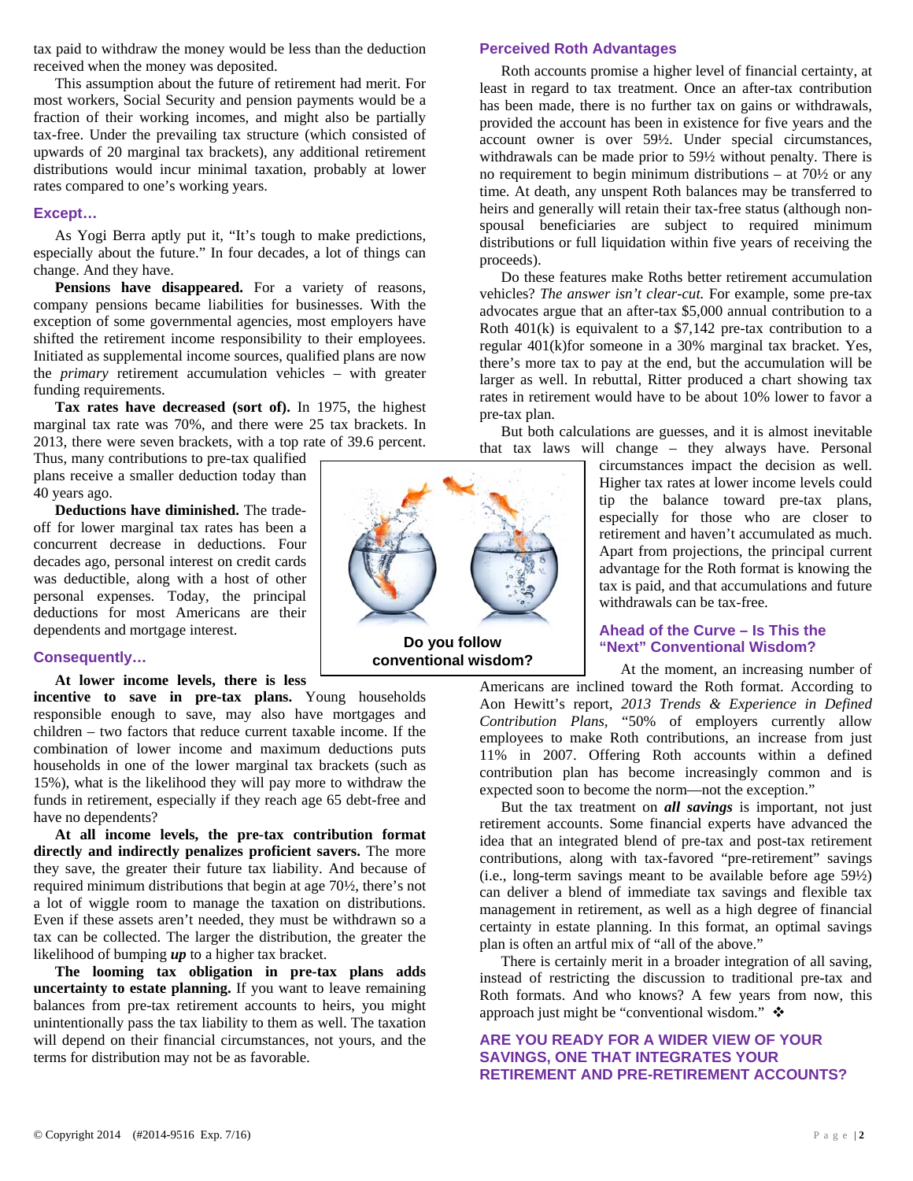tax paid to withdraw the money would be less than the deduction received when the money was deposited.

This assumption about the future of retirement had merit. For most workers, Social Security and pension payments would be a fraction of their working incomes, and might also be partially tax-free. Under the prevailing tax structure (which consisted of upwards of 20 marginal tax brackets), any additional retirement distributions would incur minimal taxation, probably at lower rates compared to one's working years.

### Except…

As Yogi Berra aptly put it, "It's tough to make predictions, especially about the future." In four decades, a lot of things can change. And they have.

**Pensions have disappeared.** For a variety of reasons, company pensions became liabilities for businesses. With the exception of some governmental agencies, most employers have shifted the retirement income responsibility to their employees. Initiated as supplemental income sources, qualified plans are now the *primary* retirement accumulation vehicles – with greater funding requirements.

**Tax rates have decreased (sort of).** In 1975, the highest marginal tax rate was 70%, and there were 25 tax brackets. In 2013, there were seven brackets, with a top rate of 39.6 percent. Thus, many contributions to pre-tax qualified plans receive a smaller deduction today than 40 years ago.

**Deductions have diminished.** The trade-off for lower marginal tax rates has been a concurrent decrease in deductions. Four decades ago, personal interest on credit cards was deductible, along with a host of other personal expenses. Today, the principal deductions for most Americans are their dependents and mortgage interest.

**Do you follow conventional wisdom?**

### Consequently…

**At lower income levels, there is less incentive to save in pre-tax plans.** Young households responsible enough to save, may also have mortgages and children – two factors that reduce current taxable income. If the combination of lower income and maximum deductions puts households in one of the lower marginal tax brackets (such as 15%), what is the likelihood they will pay more to withdraw the funds in retirement, especially if they reach age 65 debt-free and have no dependents?

**At all income levels, the pre-tax contribution format directly and indirectly penalizes proficient savers.** The more they save, the greater their future tax liability. And because of required minimum distributions that begin at age 70½, there's not a lot of wiggle room to manage the taxation on distributions. Even if these assets aren't needed, they must be withdrawn so a tax can be collected. The larger the distribution, the greater the likelihood of bumping ***up*** to a higher tax bracket.

**The looming tax obligation in pre-tax plans adds uncertainty to estate planning.** If you want to leave remaining balances from pre-tax retirement accounts to heirs, you might unintentionally pass the tax liability to them as well. The taxation will depend on their financial circumstances, not yours, and the terms for distribution may not be as favorable.

### Perceived Roth Advantages

Roth accounts promise a higher level of financial certainty, at least in regard to tax treatment. Once an after-tax contribution has been made, there is no further tax on gains or withdrawals, provided the account has been in existence for five years and the account owner is over 59½. Under special circumstances, withdrawals can be made prior to 59½ without penalty. There is no requirement to begin minimum distributions – at 70½ or any time. At death, any unspent Roth balances may be transferred to heirs and generally will retain their tax-free status (although non-spousal beneficiaries are subject to required minimum distributions or full liquidation within five years of receiving the proceeds).

Do these features make Roths better retirement accumulation vehicles? *The answer isn't clear-cut.* For example, some pre-tax advocates argue that an after-tax $5,000 annual contribution to a Roth 401(k) is equivalent to a $7,142 pre-tax contribution to a regular 401(k)for someone in a 30% marginal tax bracket. Yes, there's more tax to pay at the end, but the accumulation will be larger as well. In rebuttal, Ritter produced a chart showing tax rates in retirement would have to be about 10% lower to favor a pre-tax plan.

But both calculations are guesses, and it is almost inevitable that tax laws will change – they always have. Personal circumstances impact the decision as well. Higher tax rates at lower income levels could tip the balance toward pre-tax plans, especially for those who are closer to retirement and haven't accumulated as much. Apart from projections, the principal current advantage for the Roth format is knowing the tax is paid, and that accumulations and future withdrawals can be tax-free.

### Ahead of the Curve – Is This the "Next" Conventional Wisdom?

At the moment, an increasing number of Americans are inclined toward the Roth format. According to Aon Hewitt's report, *2013 Trends & Experience in Defined Contribution Plans*, "50% of employers currently allow employees to make Roth contributions, an increase from just 11% in 2007. Offering Roth accounts within a defined contribution plan has become increasingly common and is expected soon to become the norm—not the exception."

But the tax treatment on ***all savings*** is important, not just retirement accounts. Some financial experts have advanced the idea that an integrated blend of pre-tax and post-tax retirement contributions, along with tax-favored "pre-retirement" savings (i.e., long-term savings meant to be available before age 59½) can deliver a blend of immediate tax savings and flexible tax management in retirement, as well as a high degree of financial certainty in estate planning. In this format, an optimal savings plan is often an artful mix of "all of the above."

There is certainly merit in a broader integration of all saving, instead of restricting the discussion to traditional pre-tax and Roth formats. And who knows? A few years from now, this approach just might be "conventional wisdom." ❖

### ARE YOU READY FOR A WIDER VIEW OF YOUR SAVINGS, ONE THAT INTEGRATES YOUR RETIREMENT AND PRE-RETIREMENT ACCOUNTS?

© Copyright 2014 (#2014-9516 Exp. 7/16)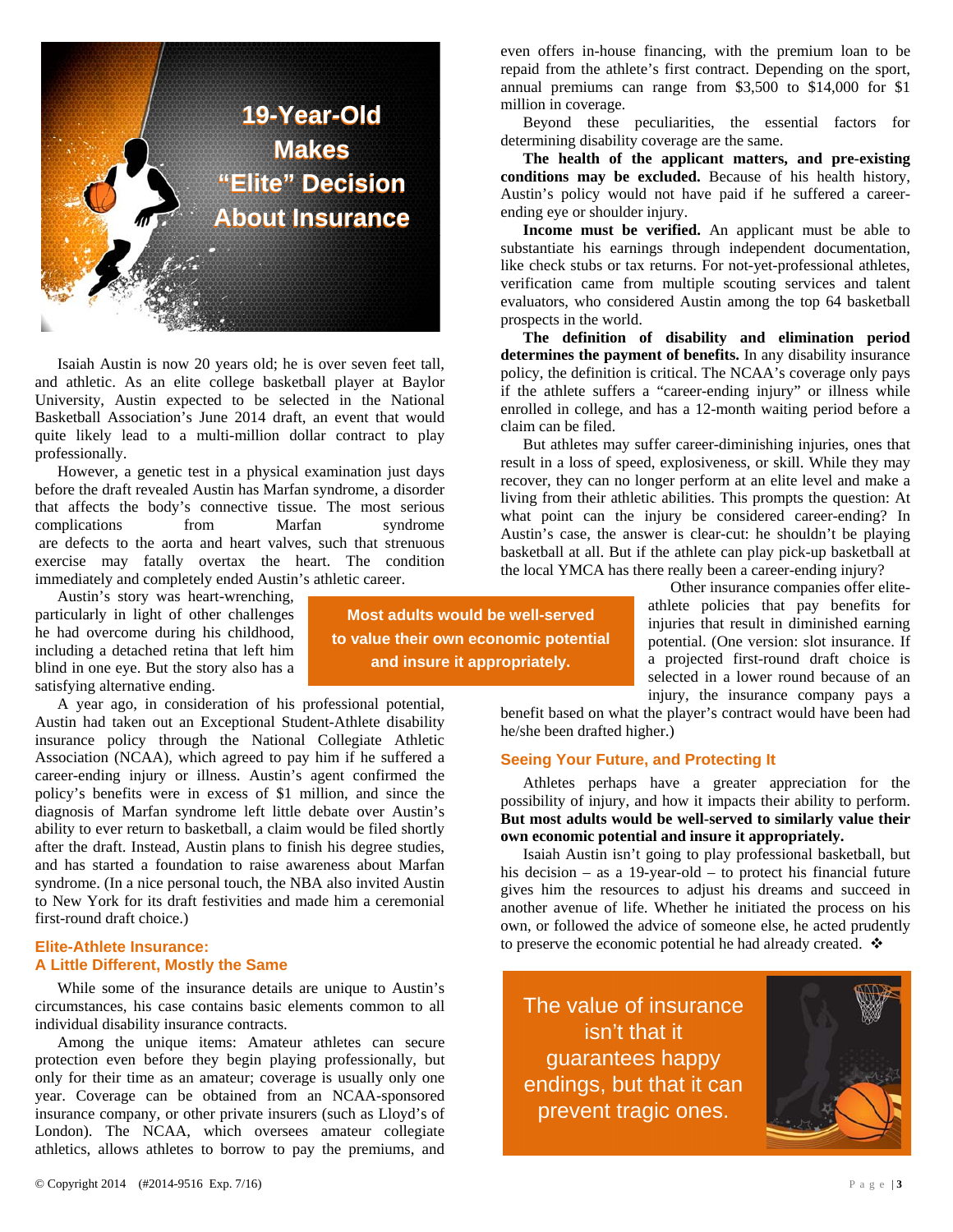# 19-Year-Old Makes "Elite" Decision About Insurance

Isaiah Austin is now 20 years old; he is over seven feet tall, and athletic. As an elite college basketball player at Baylor University, Austin expected to be selected in the National Basketball Association's June 2014 draft, an event that would quite likely lead to a multi-million dollar contract to play professionally.

However, a genetic test in a physical examination just days before the draft revealed Austin has Marfan syndrome, a disorder that affects the body's connective tissue. The most serious complications from Marfan syndrome are defects to the aorta and heart valves, such that strenuous exercise may fatally overtax the heart. The condition immediately and completely ended Austin's athletic career.

Austin's story was heart-wrenching, particularly in light of other challenges he had overcome during his childhood, including a detached retina that left him blind in one eye. But the story also has a satisfying alternative ending.

> **Most adults would be well-served to value their own economic potential and insure it appropriately.**

A year ago, in consideration of his professional potential, Austin had taken out an Exceptional Student-Athlete disability insurance policy through the National Collegiate Athletic Association (NCAA), which agreed to pay him if he suffered a career-ending injury or illness. Austin's agent confirmed the policy's benefits were in excess of $1 million, and since the diagnosis of Marfan syndrome left little debate over Austin's ability to ever return to basketball, a claim would be filed shortly after the draft. Instead, Austin plans to finish his degree studies, and has started a foundation to raise awareness about Marfan syndrome. (In a nice personal touch, the NBA also invited Austin to New York for its draft festivities and made him a ceremonial first-round draft choice.)

## Elite-Athlete Insurance: A Little Different, Mostly the Same

While some of the insurance details are unique to Austin's circumstances, his case contains basic elements common to all individual disability insurance contracts.

Among the unique items: Amateur athletes can secure protection even before they begin playing professionally, but only for their time as an amateur; coverage is usually only one year. Coverage can be obtained from an NCAA-sponsored insurance company, or other private insurers (such as Lloyd's of London). The NCAA, which oversees amateur collegiate athletics, allows athletes to borrow to pay the premiums, and even offers in-house financing, with the premium loan to be repaid from the athlete's first contract. Depending on the sport, annual premiums can range from $3,500 to $14,000 for $1 million in coverage.

Beyond these peculiarities, the essential factors for determining disability coverage are the same.

**The health of the applicant matters, and pre-existing conditions may be excluded.** Because of his health history, Austin's policy would not have paid if he suffered a career-ending eye or shoulder injury.

**Income must be verified.** An applicant must be able to substantiate his earnings through independent documentation, like check stubs or tax returns. For not-yet-professional athletes, verification came from multiple scouting services and talent evaluators, who considered Austin among the top 64 basketball prospects in the world.

**The definition of disability and elimination period determines the payment of benefits.** In any disability insurance policy, the definition is critical. The NCAA's coverage only pays if the athlete suffers a "career-ending injury" or illness while enrolled in college, and has a 12-month waiting period before a claim can be filed.

But athletes may suffer career-diminishing injuries, ones that result in a loss of speed, explosiveness, or skill. While they may recover, they can no longer perform at an elite level and make a living from their athletic abilities. This prompts the question: At what point can the injury be considered career-ending? In Austin's case, the answer is clear-cut: he shouldn't be playing basketball at all. But if the athlete can play pick-up basketball at the local YMCA has there really been a career-ending injury?

Other insurance companies offer elite-athlete policies that pay benefits for injuries that result in diminished earning potential. (One version: slot insurance. If a projected first-round draft choice is selected in a lower round because of an injury, the insurance company pays a benefit based on what the player's contract would have been had he/she been drafted higher.)

## Seeing Your Future, and Protecting It

Athletes perhaps have a greater appreciation for the possibility of injury, and how it impacts their ability to perform. **But most adults would be well-served to similarly value their own economic potential and insure it appropriately.**

Isaiah Austin isn't going to play professional basketball, but his decision – as a 19-year-old – to protect his financial future gives him the resources to adjust his dreams and succeed in another avenue of life. Whether he initiated the process on his own, or followed the advice of someone else, he acted prudently to preserve the economic potential he had already created. ❖

> The value of insurance isn't that it guarantees happy endings, but that it can prevent tragic ones.

© Copyright 2014 (#2014-9516 Exp. 7/16)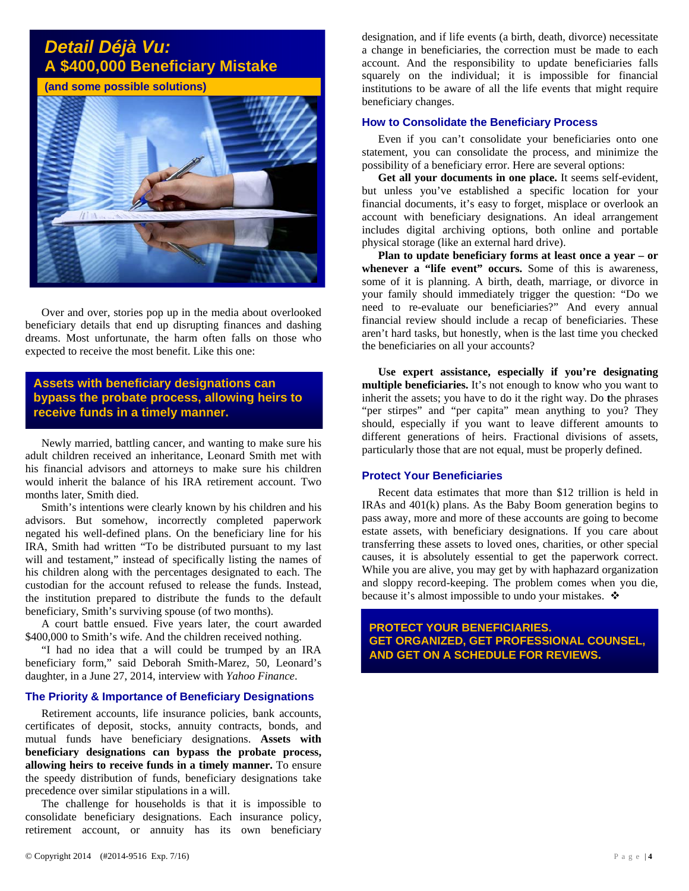# Detail Déjà Vu:

## A $400,000 Beneficiary Mistake

**(and some possible solutions)**

Over and over, stories pop up in the media about overlooked beneficiary details that end up disrupting finances and dashing dreams. Most unfortunate, the harm often falls on those who expected to receive the most benefit. Like this one:

**Assets with beneficiary designations can bypass the probate process, allowing heirs to receive funds in a timely manner.**

Newly married, battling cancer, and wanting to make sure his adult children received an inheritance, Leonard Smith met with his financial advisors and attorneys to make sure his children would inherit the balance of his IRA retirement account. Two months later, Smith died.

Smith's intentions were clearly known by his children and his advisors. But somehow, incorrectly completed paperwork negated his well-defined plans. On the beneficiary line for his IRA, Smith had written "To be distributed pursuant to my last will and testament," instead of specifically listing the names of his children along with the percentages designated to each. The custodian for the account refused to release the funds. Instead, the institution prepared to distribute the funds to the default beneficiary, Smith's surviving spouse (of two months).

A court battle ensued. Five years later, the court awarded $400,000 to Smith's wife. And the children received nothing.

"I had no idea that a will could be trumped by an IRA beneficiary form," said Deborah Smith-Marez, 50, Leonard's daughter, in a June 27, 2014, interview with *Yahoo Finance*.

### The Priority & Importance of Beneficiary Designations

Retirement accounts, life insurance policies, bank accounts, certificates of deposit, stocks, annuity contracts, bonds, and mutual funds have beneficiary designations. **Assets with beneficiary designations can bypass the probate process, allowing heirs to receive funds in a timely manner.** To ensure the speedy distribution of funds, beneficiary designations take precedence over similar stipulations in a will.

The challenge for households is that it is impossible to consolidate beneficiary designations. Each insurance policy, retirement account, or annuity has its own beneficiary designation, and if life events (a birth, death, divorce) necessitate a change in beneficiaries, the correction must be made to each account. And the responsibility to update beneficiaries falls squarely on the individual; it is impossible for financial institutions to be aware of all the life events that might require beneficiary changes.

### How to Consolidate the Beneficiary Process

Even if you can't consolidate your beneficiaries onto one statement, you can consolidate the process, and minimize the possibility of a beneficiary error. Here are several options:

**Get all your documents in one place.** It seems self-evident, but unless you've established a specific location for your financial documents, it's easy to forget, misplace or overlook an account with beneficiary designations. An ideal arrangement includes digital archiving options, both online and portable physical storage (like an external hard drive).

**Plan to update beneficiary forms at least once a year – or whenever a "life event" occurs.** Some of this is awareness, some of it is planning. A birth, death, marriage, or divorce in your family should immediately trigger the question: "Do we need to re-evaluate our beneficiaries?" And every annual financial review should include a recap of beneficiaries. These aren't hard tasks, but honestly, when is the last time you checked the beneficiaries on all your accounts?

**Use expert assistance, especially if you're designating multiple beneficiaries.** It's not enough to know who you want to inherit the assets; you have to do it the right way. Do the phrases "per stirpes" and "per capita" mean anything to you? They should, especially if you want to leave different amounts to different generations of heirs. Fractional divisions of assets, particularly those that are not equal, must be properly defined.

### Protect Your Beneficiaries

Recent data estimates that more than $12 trillion is held in IRAs and 401(k) plans. As the Baby Boom generation begins to pass away, more and more of these accounts are going to become estate assets, with beneficiary designations. If you care about transferring these assets to loved ones, charities, or other special causes, it is absolutely essential to get the paperwork correct. While you are alive, you may get by with haphazard organization and sloppy record-keeping. The problem comes when you die, because it's almost impossible to undo your mistakes. ❖

**PROTECT YOUR BENEFICIARIES.
GET ORGANIZED, GET PROFESSIONAL COUNSEL, AND GET ON A SCHEDULE FOR REVIEWS.**

© Copyright 2014 (#2014-9516 Exp. 7/16)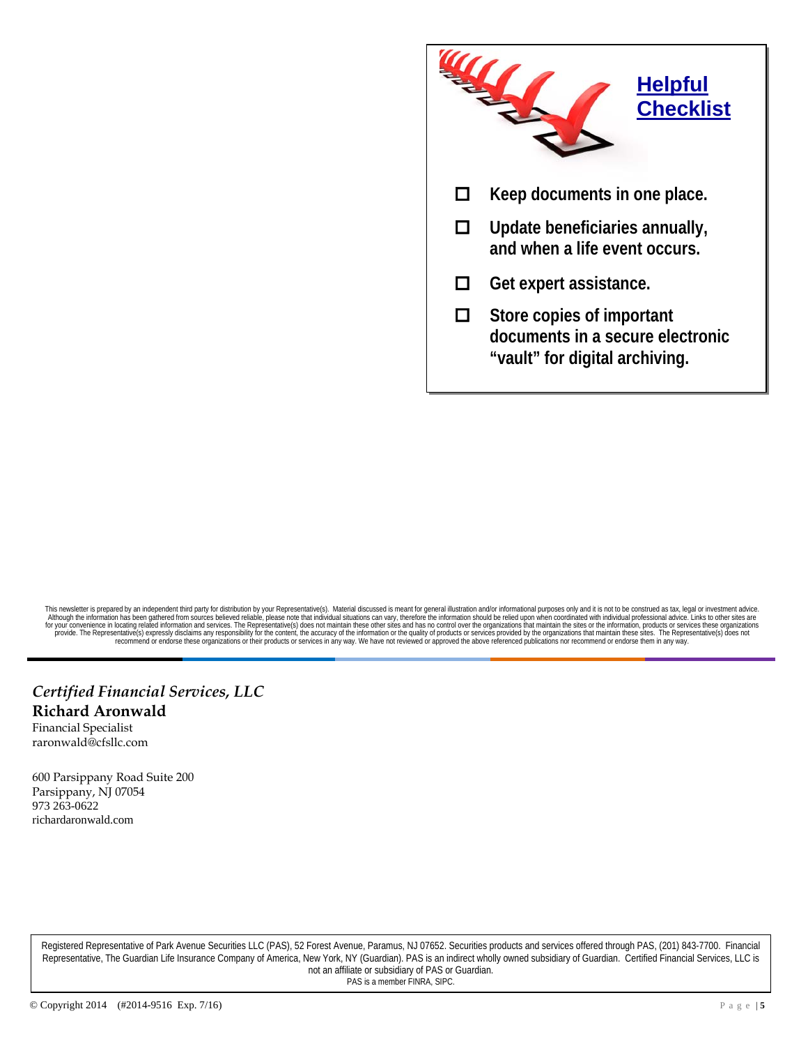## Helpful Checklist

- ☐ Keep documents in one place.
- ☐ Update beneficiaries annually, and when a life event occurs.
- ☐ Get expert assistance.
- ☐ Store copies of important documents in a secure electronic "vault" for digital archiving.

This newsletter is prepared by an independent third party for distribution by your Representative(s). Material discussed is meant for general illustration and/or informational purposes only and it is not to be construed as tax, legal or investment advice. Although the information has been gathered from sources believed reliable, please note that individual situations can vary, therefore the information should be relied upon when coordinated with individual professional advice. Links to other sites are for your convenience in locating related information and services. The Representative(s) does not maintain these other sites and has no control over the organizations that maintain the sites or the information, products or services these organizations provide. The Representative(s) expressly disclaims any responsibility for the content, the accuracy of the information or the quality of products or services provided by the organizations that maintain these sites. The Representative(s) does not recommend or endorse these organizations or their products or services in any way. We have not reviewed or approved the above referenced publications nor recommend or endorse them in any way.

*Certified Financial Services, LLC*
**Richard Aronwald**
Financial Specialist
raronwald@cfsllc.com

600 Parsippany Road Suite 200
Parsippany, NJ 07054
973 263-0622
richardaronwald.com

Registered Representative of Park Avenue Securities LLC (PAS), 52 Forest Avenue, Paramus, NJ 07652. Securities products and services offered through PAS, (201) 843-7700. Financial Representative, The Guardian Life Insurance Company of America, New York, NY (Guardian). PAS is an indirect wholly owned subsidiary of Guardian. Certified Financial Services, LLC is not an affiliate or subsidiary of PAS or Guardian.
PAS is a member FINRA, SIPC.

© Copyright 2014 (#2014-9516 Exp. 7/16)